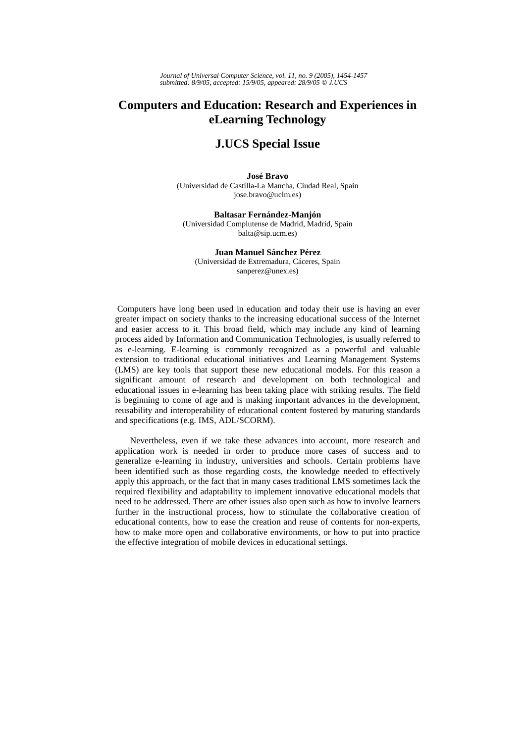# Computers and Education: Research and Experiences in eLearning Technology

## J.UCS Special Issue

**José Bravo**
(Universidad de Castilla-La Mancha, Ciudad Real, Spain
jose.bravo@uclm.es)

**Baltasar Fernández-Manjón**
(Universidad Complutense de Madrid, Madrid, Spain
balta@sip.ucm.es)

**Juan Manuel Sánchez Pérez**
(Universidad de Extremadura, Cáceres, Spain
sanperez@unex.es)

Computers have long been used in education and today their use is having an ever greater impact on society thanks to the increasing educational success of the Internet and easier access to it. This broad field, which may include any kind of learning process aided by Information and Communication Technologies, is usually referred to as e-learning. E-learning is commonly recognized as a powerful and valuable extension to traditional educational initiatives and Learning Management Systems (LMS) are key tools that support these new educational models. For this reason a significant amount of research and development on both technological and educational issues in e-learning has been taking place with striking results. The field is beginning to come of age and is making important advances in the development, reusability and interoperability of educational content fostered by maturing standards and specifications (e.g. IMS, ADL/SCORM).

Nevertheless, even if we take these advances into account, more research and application work is needed in order to produce more cases of success and to generalize e-learning in industry, universities and schools. Certain problems have been identified such as those regarding costs, the knowledge needed to effectively apply this approach, or the fact that in many cases traditional LMS sometimes lack the required flexibility and adaptability to implement innovative educational models that need to be addressed. There are other issues also open such as how to involve learners further in the instructional process, how to stimulate the collaborative creation of educational contents, how to ease the creation and reuse of contents for non-experts, how to make more open and collaborative environments, or how to put into practice the effective integration of mobile devices in educational settings.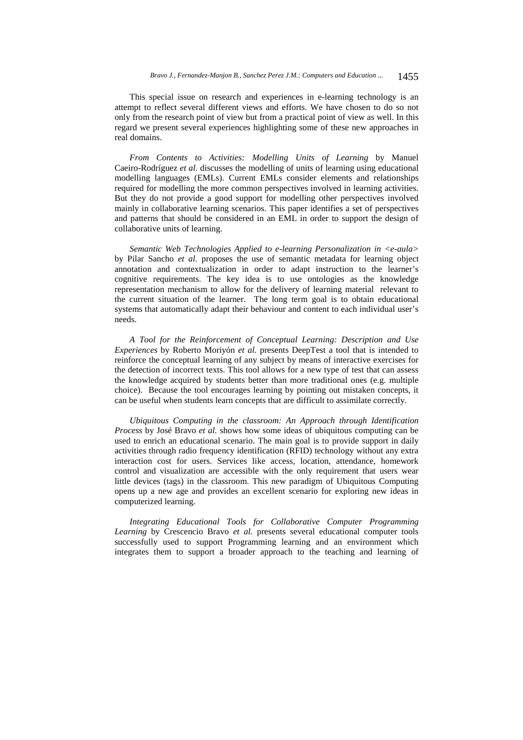This special issue on research and experiences in e-learning technology is an attempt to reflect several different views and efforts. We have chosen to do so not only from the research point of view but from a practical point of view as well. In this regard we present several experiences highlighting some of these new approaches in real domains.

*From Contents to Activities: Modelling Units of Learning* by Manuel Caeiro-Rodríguez *et al.* discusses the modelling of units of learning using educational modelling languages (EMLs). Current EMLs consider elements and relationships required for modelling the more common perspectives involved in learning activities. But they do not provide a good support for modelling other perspectives involved mainly in collaborative learning scenarios. This paper identifies a set of perspectives and patterns that should be considered in an EML in order to support the design of collaborative units of learning.

*Semantic Web Technologies Applied to e-learning Personalization in <e-aula>* by Pilar Sancho *et al.* proposes the use of semantic metadata for learning object annotation and contextualization in order to adapt instruction to the learner's cognitive requirements. The key idea is to use ontologies as the knowledge representation mechanism to allow for the delivery of learning material relevant to the current situation of the learner. The long term goal is to obtain educational systems that automatically adapt their behaviour and content to each individual user's needs.

*A Tool for the Reinforcement of Conceptual Learning: Description and Use Experiences* by Roberto Moriyón *et al.* presents DeepTest a tool that is intended to reinforce the conceptual learning of any subject by means of interactive exercises for the detection of incorrect texts. This tool allows for a new type of test that can assess the knowledge acquired by students better than more traditional ones (e.g. multiple choice). Because the tool encourages learning by pointing out mistaken concepts, it can be useful when students learn concepts that are difficult to assimilate correctly.

*Ubiquitous Computing in the classroom: An Approach through Identification Process* by José Bravo *et al.* shows how some ideas of ubiquitous computing can be used to enrich an educational scenario. The main goal is to provide support in daily activities through radio frequency identification (RFID) technology without any extra interaction cost for users. Services like access, location, attendance, homework control and visualization are accessible with the only requirement that users wear little devices (tags) in the classroom. This new paradigm of Ubiquitous Computing opens up a new age and provides an excellent scenario for exploring new ideas in computerized learning.

*Integrating Educational Tools for Collaborative Computer Programming Learning* by Crescencio Bravo *et al.* presents several educational computer tools successfully used to support Programming learning and an environment which integrates them to support a broader approach to the teaching and learning of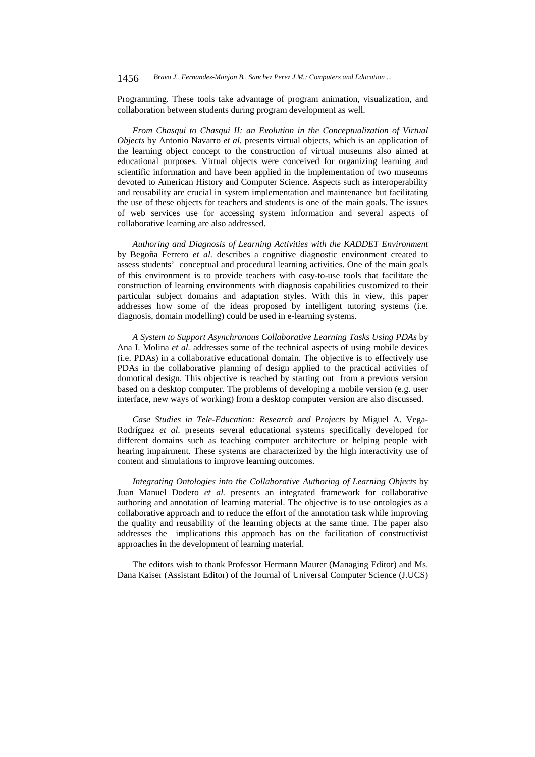Programming. These tools take advantage of program animation, visualization, and collaboration between students during program development as well.

*From Chasqui to Chasqui II: an Evolution in the Conceptualization of Virtual Objects* by Antonio Navarro *et al.* presents virtual objects, which is an application of the learning object concept to the construction of virtual museums also aimed at educational purposes. Virtual objects were conceived for organizing learning and scientific information and have been applied in the implementation of two museums devoted to American History and Computer Science. Aspects such as interoperability and reusability are crucial in system implementation and maintenance but facilitating the use of these objects for teachers and students is one of the main goals. The issues of web services use for accessing system information and several aspects of collaborative learning are also addressed.

*Authoring and Diagnosis of Learning Activities with the KADDET Environment* by Begoña Ferrero *et al.* describes a cognitive diagnostic environment created to assess students' conceptual and procedural learning activities. One of the main goals of this environment is to provide teachers with easy-to-use tools that facilitate the construction of learning environments with diagnosis capabilities customized to their particular subject domains and adaptation styles. With this in view, this paper addresses how some of the ideas proposed by intelligent tutoring systems (i.e. diagnosis, domain modelling) could be used in e-learning systems.

*A System to Support Asynchronous Collaborative Learning Tasks Using PDAs* by Ana I. Molina *et al.* addresses some of the technical aspects of using mobile devices (i.e. PDAs) in a collaborative educational domain. The objective is to effectively use PDAs in the collaborative planning of design applied to the practical activities of domotical design. This objective is reached by starting out from a previous version based on a desktop computer. The problems of developing a mobile version (e.g. user interface, new ways of working) from a desktop computer version are also discussed.

*Case Studies in Tele-Education: Research and Projects* by Miguel A. Vega-Rodríguez *et al.* presents several educational systems specifically developed for different domains such as teaching computer architecture or helping people with hearing impairment. These systems are characterized by the high interactivity use of content and simulations to improve learning outcomes.

*Integrating Ontologies into the Collaborative Authoring of Learning Objects* by Juan Manuel Dodero *et al.* presents an integrated framework for collaborative authoring and annotation of learning material. The objective is to use ontologies as a collaborative approach and to reduce the effort of the annotation task while improving the quality and reusability of the learning objects at the same time. The paper also addresses the implications this approach has on the facilitation of constructivist approaches in the development of learning material.

The editors wish to thank Professor Hermann Maurer (Managing Editor) and Ms. Dana Kaiser (Assistant Editor) of the Journal of Universal Computer Science (J.UCS)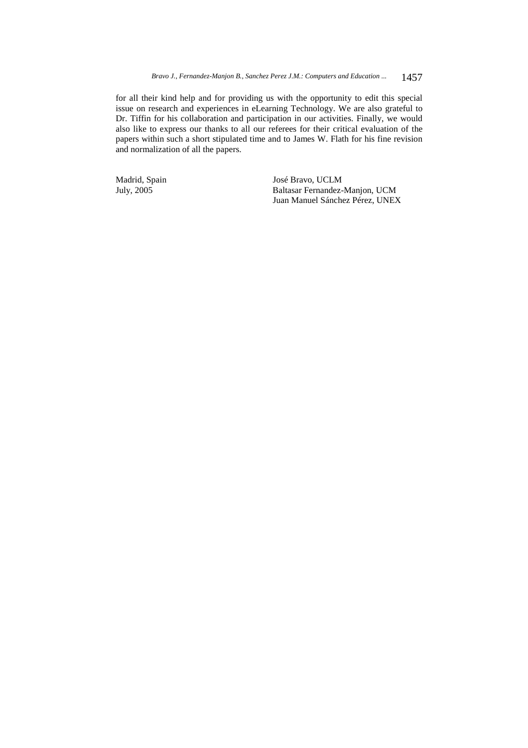for all their kind help and for providing us with the opportunity to edit this special issue on research and experiences in eLearning Technology. We are also grateful to Dr. Tiffin for his collaboration and participation in our activities. Finally, we would also like to express our thanks to all our referees for their critical evaluation of the papers within such a short stipulated time and to James W. Flath for his fine revision and normalization of all the papers.

Madrid, Spain
July, 2005

José Bravo, UCLM
Baltasar Fernandez-Manjon, UCM
Juan Manuel Sánchez Pérez, UNEX